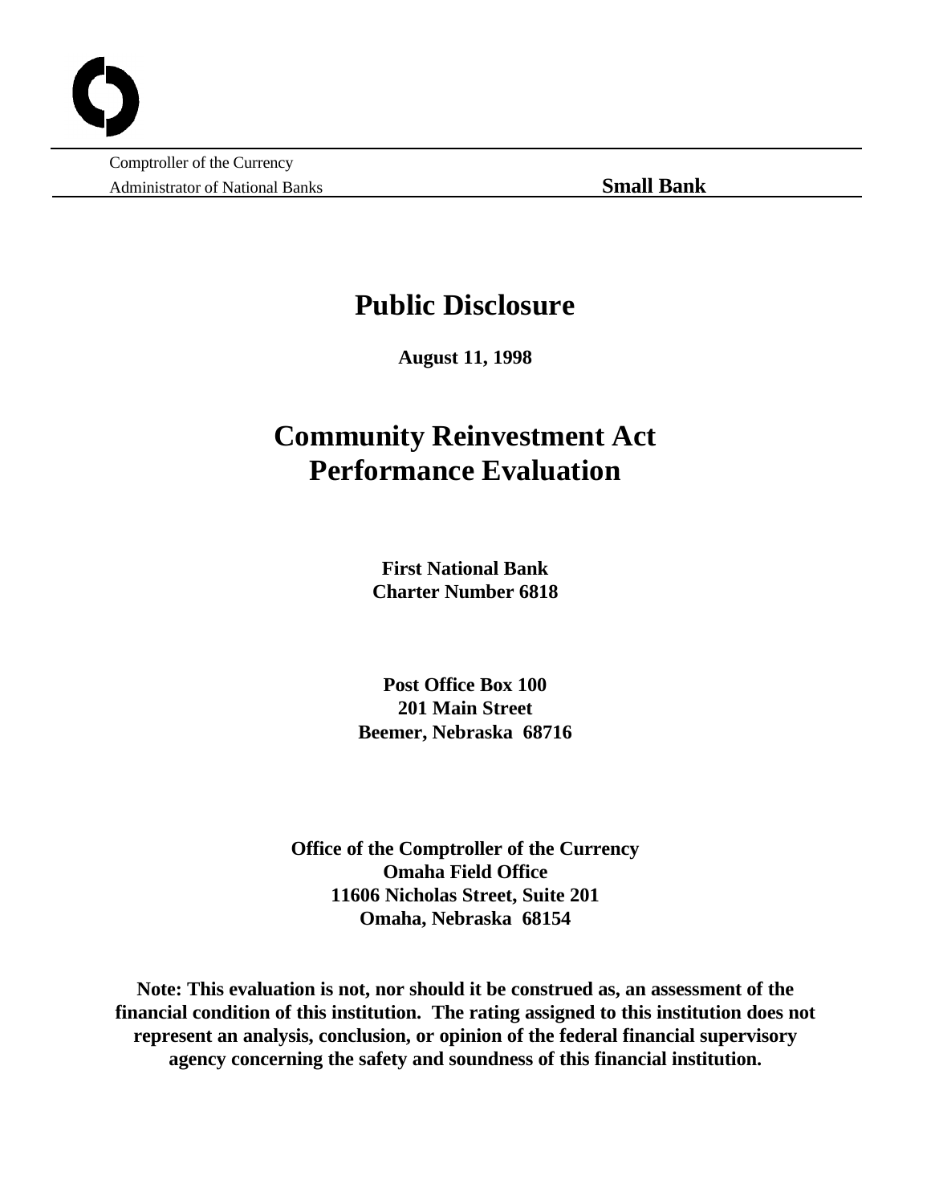Comptroller of the Currency
Administrator of National Banks

**Small Bank**

# Public Disclosure

**August 11, 1998**

# Community Reinvestment Act Performance Evaluation

**First National Bank**
**Charter Number 6818**

**Post Office Box 100**
**201 Main Street**
**Beemer, Nebraska 68716**

**Office of the Comptroller of the Currency**
**Omaha Field Office**
**11606 Nicholas Street, Suite 201**
**Omaha, Nebraska 68154**

**Note: This evaluation is not, nor should it be construed as, an assessment of the financial condition of this institution. The rating assigned to this institution does not represent an analysis, conclusion, or opinion of the federal financial supervisory agency concerning the safety and soundness of this financial institution.**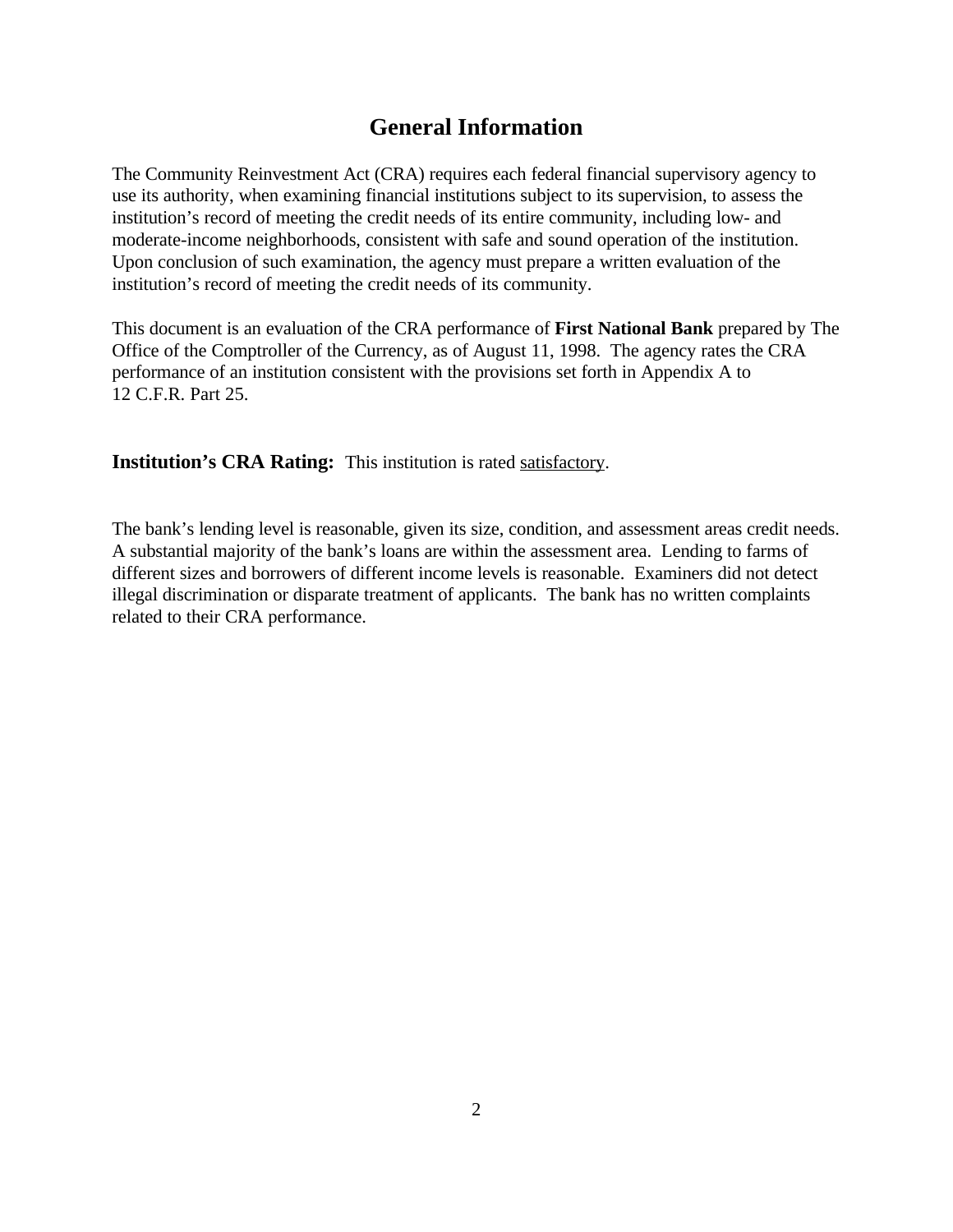# General Information

The Community Reinvestment Act (CRA) requires each federal financial supervisory agency to use its authority, when examining financial institutions subject to its supervision, to assess the institution's record of meeting the credit needs of its entire community, including low- and moderate-income neighborhoods, consistent with safe and sound operation of the institution. Upon conclusion of such examination, the agency must prepare a written evaluation of the institution's record of meeting the credit needs of its community.

This document is an evaluation of the CRA performance of **First National Bank** prepared by The Office of the Comptroller of the Currency, as of August 11, 1998. The agency rates the CRA performance of an institution consistent with the provisions set forth in Appendix A to 12 C.F.R. Part 25.

**Institution's CRA Rating:** This institution is rated satisfactory.

The bank's lending level is reasonable, given its size, condition, and assessment areas credit needs. A substantial majority of the bank's loans are within the assessment area. Lending to farms of different sizes and borrowers of different income levels is reasonable. Examiners did not detect illegal discrimination or disparate treatment of applicants. The bank has no written complaints related to their CRA performance.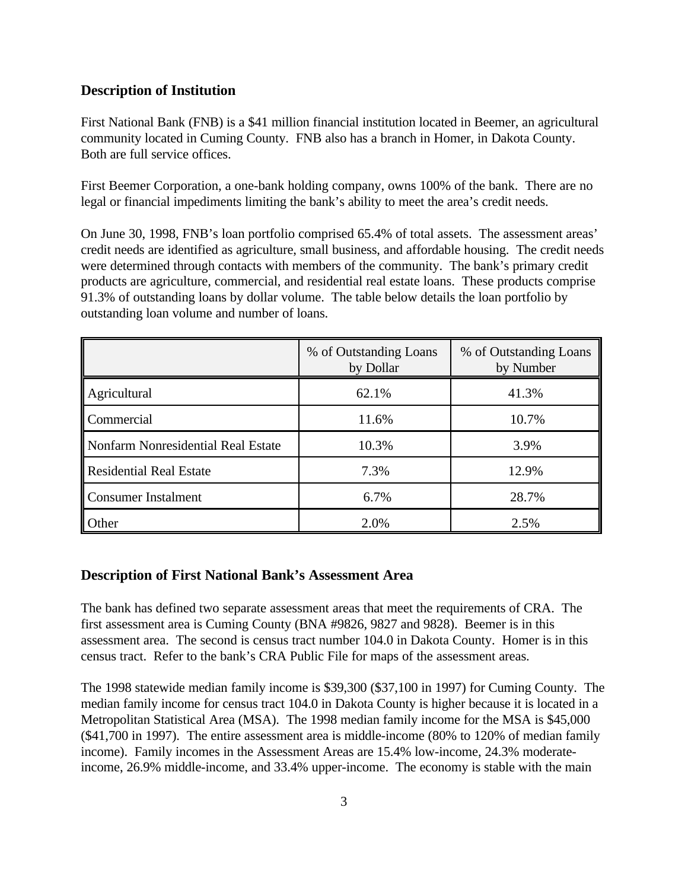## Description of Institution

First National Bank (FNB) is a $41 million financial institution located in Beemer, an agricultural community located in Cuming County. FNB also has a branch in Homer, in Dakota County. Both are full service offices.

First Beemer Corporation, a one-bank holding company, owns 100% of the bank. There are no legal or financial impediments limiting the bank's ability to meet the area's credit needs.

On June 30, 1998, FNB's loan portfolio comprised 65.4% of total assets. The assessment areas' credit needs are identified as agriculture, small business, and affordable housing. The credit needs were determined through contacts with members of the community. The bank's primary credit products are agriculture, commercial, and residential real estate loans. These products comprise 91.3% of outstanding loans by dollar volume. The table below details the loan portfolio by outstanding loan volume and number of loans.

| | % of Outstanding Loans by Dollar | % of Outstanding Loans by Number |
|---|---|---|
| Agricultural | 62.1% | 41.3% |
| Commercial | 11.6% | 10.7% |
| Nonfarm Nonresidential Real Estate | 10.3% | 3.9% |
| Residential Real Estate | 7.3% | 12.9% |
| Consumer Instalment | 6.7% | 28.7% |
| Other | 2.0% | 2.5% |

## Description of First National Bank's Assessment Area

The bank has defined two separate assessment areas that meet the requirements of CRA. The first assessment area is Cuming County (BNA #9826, 9827 and 9828). Beemer is in this assessment area. The second is census tract number 104.0 in Dakota County. Homer is in this census tract. Refer to the bank's CRA Public File for maps of the assessment areas.

The 1998 statewide median family income is $39,300 ($37,100 in 1997) for Cuming County. The median family income for census tract 104.0 in Dakota County is higher because it is located in a Metropolitan Statistical Area (MSA). The 1998 median family income for the MSA is $45,000 ($41,700 in 1997). The entire assessment area is middle-income (80% to 120% of median family income). Family incomes in the Assessment Areas are 15.4% low-income, 24.3% moderate-income, 26.9% middle-income, and 33.4% upper-income. The economy is stable with the main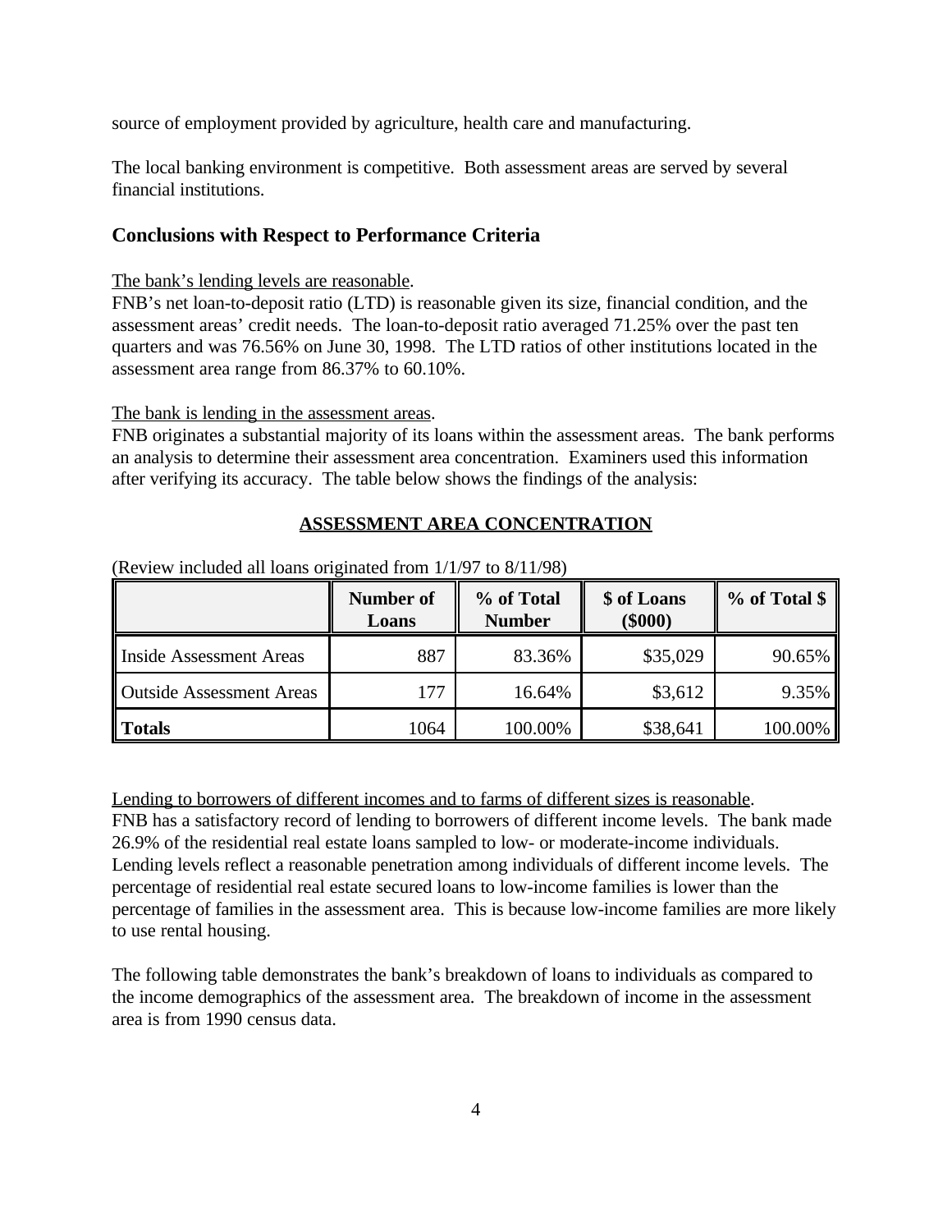source of employment provided by agriculture, health care and manufacturing.

The local banking environment is competitive. Both assessment areas are served by several financial institutions.

## Conclusions with Respect to Performance Criteria

The bank's lending levels are reasonable.

FNB's net loan-to-deposit ratio (LTD) is reasonable given its size, financial condition, and the assessment areas' credit needs. The loan-to-deposit ratio averaged 71.25% over the past ten quarters and was 76.56% on June 30, 1998. The LTD ratios of other institutions located in the assessment area range from 86.37% to 60.10%.

The bank is lending in the assessment areas.

FNB originates a substantial majority of its loans within the assessment areas. The bank performs an analysis to determine their assessment area concentration. Examiners used this information after verifying its accuracy. The table below shows the findings of the analysis:

**ASSESSMENT AREA CONCENTRATION**

(Review included all loans originated from 1/1/97 to 8/11/98)

| | Number of Loans | % of Total Number | $ of Loans ($000) | % of Total $ |
|---|---|---|---|---|
| Inside Assessment Areas | 887 | 83.36% | $35,029 | 90.65% |
| Outside Assessment Areas | 177 | 16.64% | $3,612 | 9.35% |
| **Totals** | 1064 | 100.00% | $38,641 | 100.00% |

Lending to borrowers of different incomes and to farms of different sizes is reasonable.

FNB has a satisfactory record of lending to borrowers of different income levels. The bank made 26.9% of the residential real estate loans sampled to low- or moderate-income individuals. Lending levels reflect a reasonable penetration among individuals of different income levels. The percentage of residential real estate secured loans to low-income families is lower than the percentage of families in the assessment area. This is because low-income families are more likely to use rental housing.

The following table demonstrates the bank's breakdown of loans to individuals as compared to the income demographics of the assessment area. The breakdown of income in the assessment area is from 1990 census data.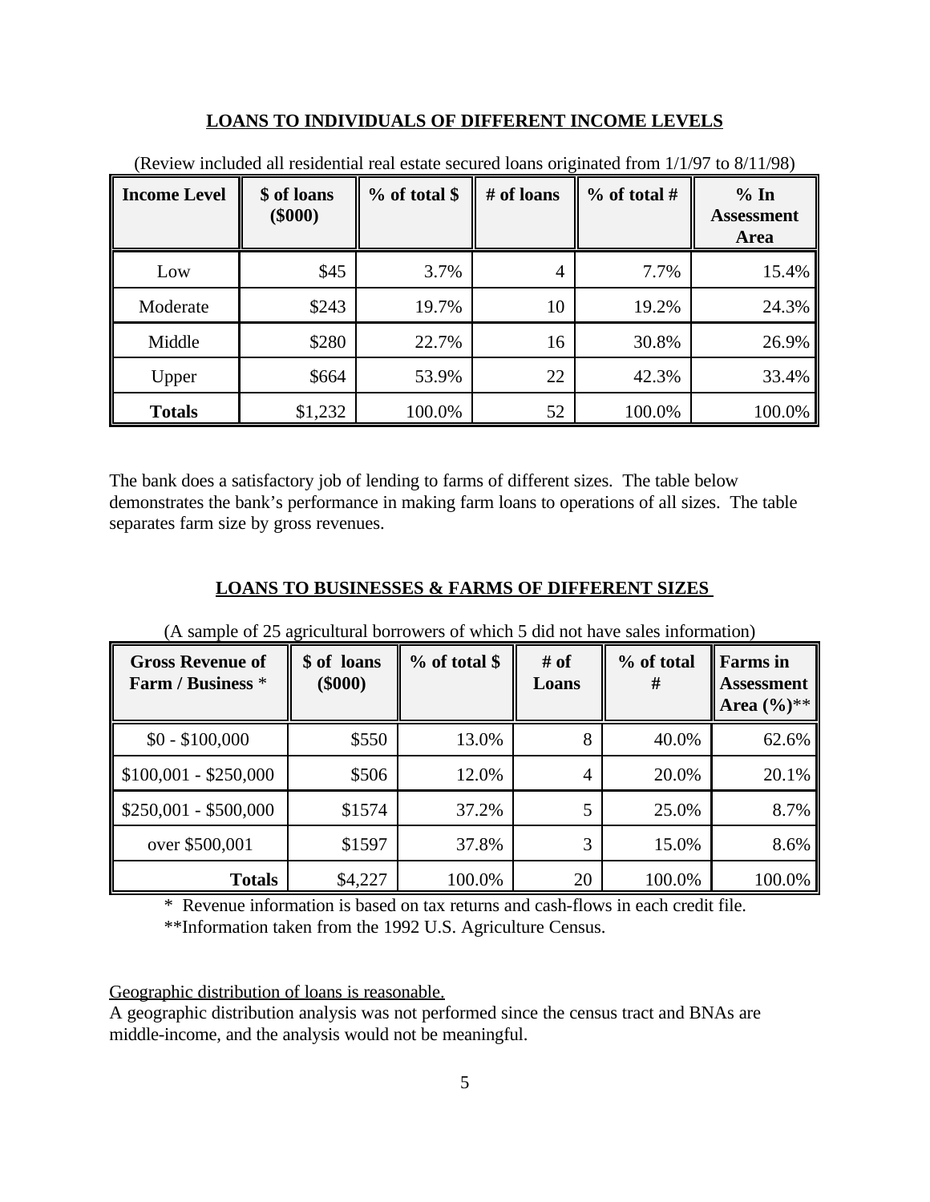## LOANS TO INDIVIDUALS OF DIFFERENT INCOME LEVELS

(Review included all residential real estate secured loans originated from 1/1/97 to 8/11/98)

| Income Level | $ of loans ($000) | % of total $ | # of loans | % of total # | % In Assessment Area |
|---|---|---|---|---|---|
| Low | $45 | 3.7% | 4 | 7.7% | 15.4% |
| Moderate | $243 | 19.7% | 10 | 19.2% | 24.3% |
| Middle | $280 | 22.7% | 16 | 30.8% | 26.9% |
| Upper | $664 | 53.9% | 22 | 42.3% | 33.4% |
| **Totals** | $1,232 | 100.0% | 52 | 100.0% | 100.0% |

The bank does a satisfactory job of lending to farms of different sizes. The table below demonstrates the bank's performance in making farm loans to operations of all sizes. The table separates farm size by gross revenues.

## LOANS TO BUSINESSES & FARMS OF DIFFERENT SIZES

(A sample of 25 agricultural borrowers of which 5 did not have sales information)

| Gross Revenue of Farm / Business * | $ of loans ($000) | % of total $ | # of Loans | % of total # | Farms in Assessment Area (%)** |
|---|---|---|---|---|---|
| $0 - $100,000 | $550 | 13.0% | 8 | 40.0% | 62.6% |
| $100,001 - $250,000 | $506 | 12.0% | 4 | 20.0% | 20.1% |
| $250,001 - $500,000 | $1574 | 37.2% | 5 | 25.0% | 8.7% |
| over $500,001 | $1597 | 37.8% | 3 | 15.0% | 8.6% |
| **Totals** | $4,227 | 100.0% | 20 | 100.0% | 100.0% |

\* Revenue information is based on tax returns and cash-flows in each credit file.

**Information taken from the 1992 U.S. Agriculture Census.

<u>Geographic distribution of loans is reasonable.</u>

A geographic distribution analysis was not performed since the census tract and BNAs are middle-income, and the analysis would not be meaningful.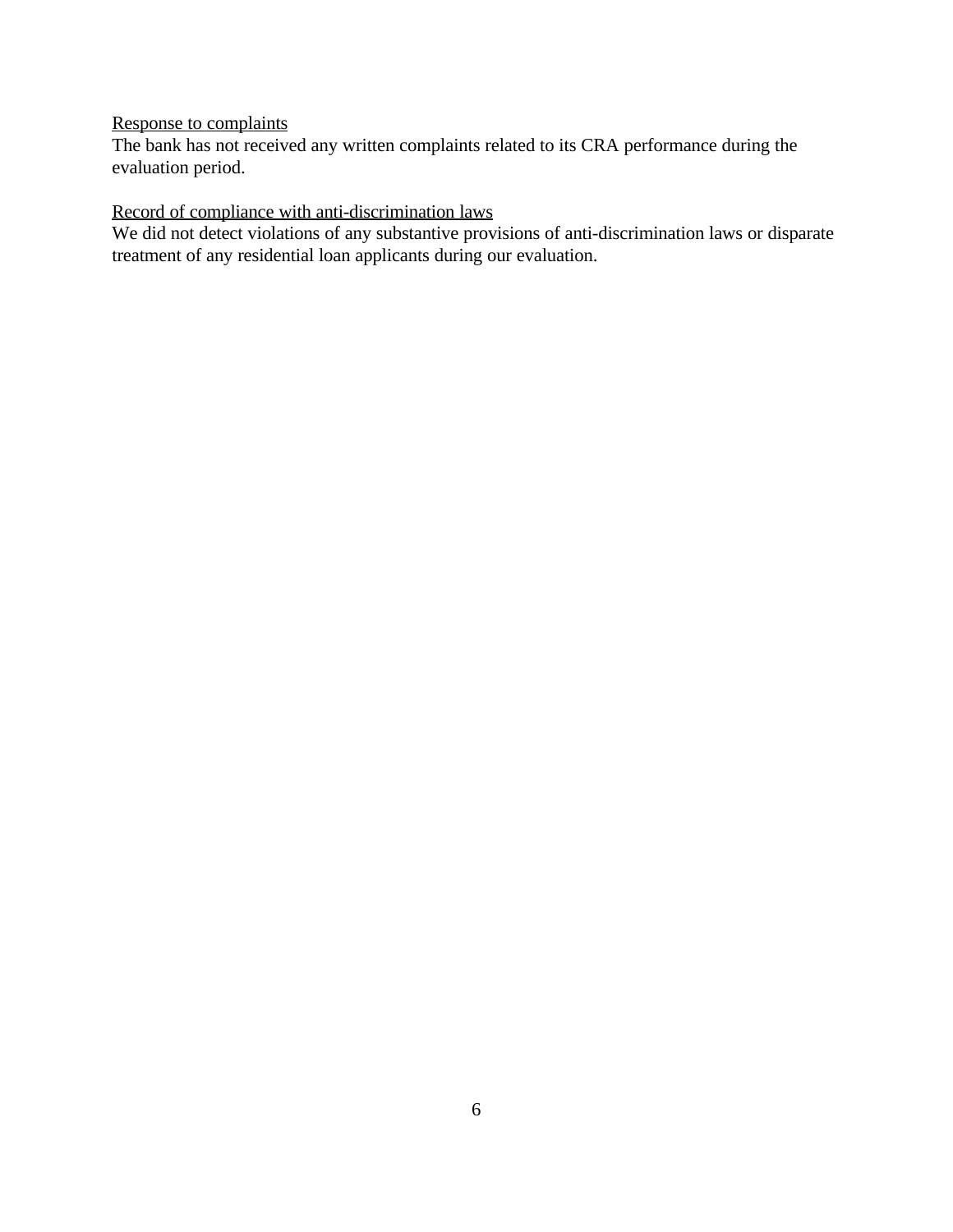<u>Response to complaints</u>

The bank has not received any written complaints related to its CRA performance during the evaluation period.

<u>Record of compliance with anti-discrimination laws</u>

We did not detect violations of any substantive provisions of anti-discrimination laws or disparate treatment of any residential loan applicants during our evaluation.